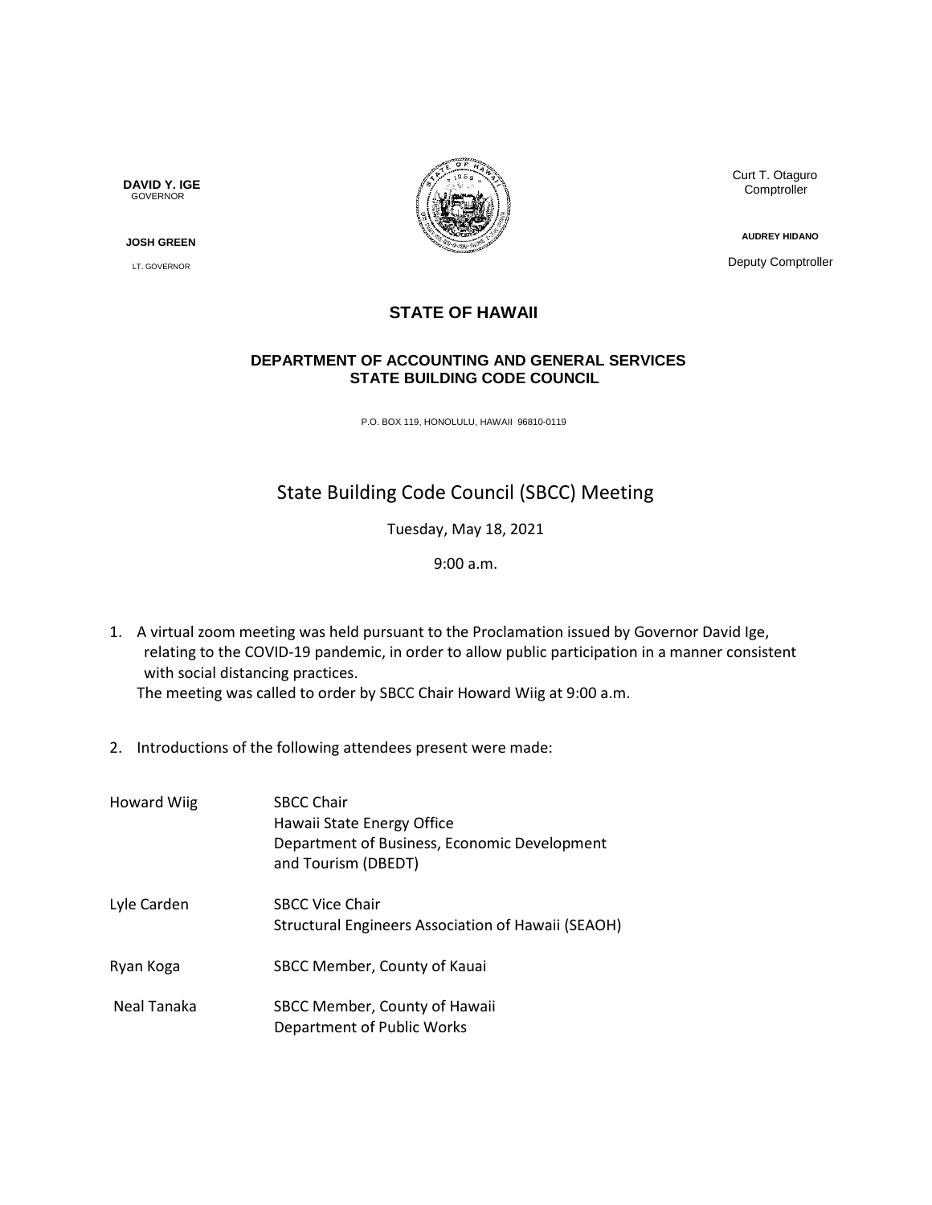**DAVID Y. IGE**
GOVERNOR

**JOSH GREEN**
LT. GOVERNOR

Curt T. Otaguro
Comptroller

**AUDREY HIDANO**
Deputy Comptroller

# STATE OF HAWAII

## DEPARTMENT OF ACCOUNTING AND GENERAL SERVICES
## STATE BUILDING CODE COUNCIL

P.O. BOX 119, HONOLULU, HAWAII 96810-0119

# State Building Code Council (SBCC) Meeting

Tuesday, May 18, 2021

9:00 a.m.

1. A virtual zoom meeting was held pursuant to the Proclamation issued by Governor David Ige, relating to the COVID-19 pandemic, in order to allow public participation in a manner consistent with social distancing practices.
   The meeting was called to order by SBCC Chair Howard Wiig at 9:00 a.m.

2. Introductions of the following attendees present were made:

| | |
|---|---|
| Howard Wiig | SBCC Chair<br>Hawaii State Energy Office<br>Department of Business, Economic Development and Tourism (DBEDT) |
| Lyle Carden | SBCC Vice Chair<br>Structural Engineers Association of Hawaii (SEAOH) |
| Ryan Koga | SBCC Member, County of Kauai |
| Neal Tanaka | SBCC Member, County of Hawaii<br>Department of Public Works |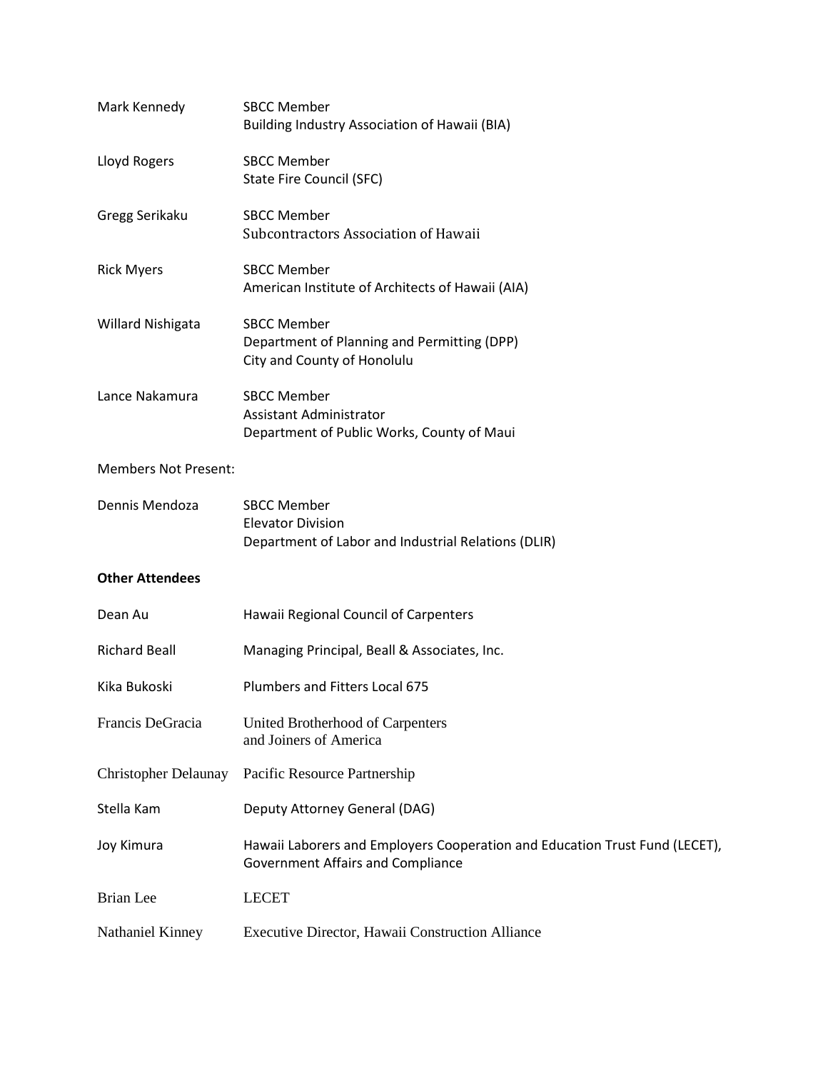| | |
|---|---|
| Mark Kennedy | SBCC Member<br>Building Industry Association of Hawaii (BIA) |
| Lloyd Rogers | SBCC Member<br>State Fire Council (SFC) |
| Gregg Serikaku | SBCC Member<br>Subcontractors Association of Hawaii |
| Rick Myers | SBCC Member<br>American Institute of Architects of Hawaii (AIA) |
| Willard Nishigata | SBCC Member<br>Department of Planning and Permitting (DPP)<br>City and County of Honolulu |
| Lance Nakamura | SBCC Member<br>Assistant Administrator<br>Department of Public Works, County of Maui |

Members Not Present:

| | |
|---|---|
| Dennis Mendoza | SBCC Member<br>Elevator Division<br>Department of Labor and Industrial Relations (DLIR) |

**Other Attendees**

| | |
|---|---|
| Dean Au | Hawaii Regional Council of Carpenters |
| Richard Beall | Managing Principal, Beall & Associates, Inc. |
| Kika Bukoski | Plumbers and Fitters Local 675 |
| Francis DeGracia | United Brotherhood of Carpenters<br>and Joiners of America |
| Christopher Delaunay | Pacific Resource Partnership |
| Stella Kam | Deputy Attorney General (DAG) |
| Joy Kimura | Hawaii Laborers and Employers Cooperation and Education Trust Fund (LECET),<br>Government Affairs and Compliance |
| Brian Lee | LECET |
| Nathaniel Kinney | Executive Director, Hawaii Construction Alliance |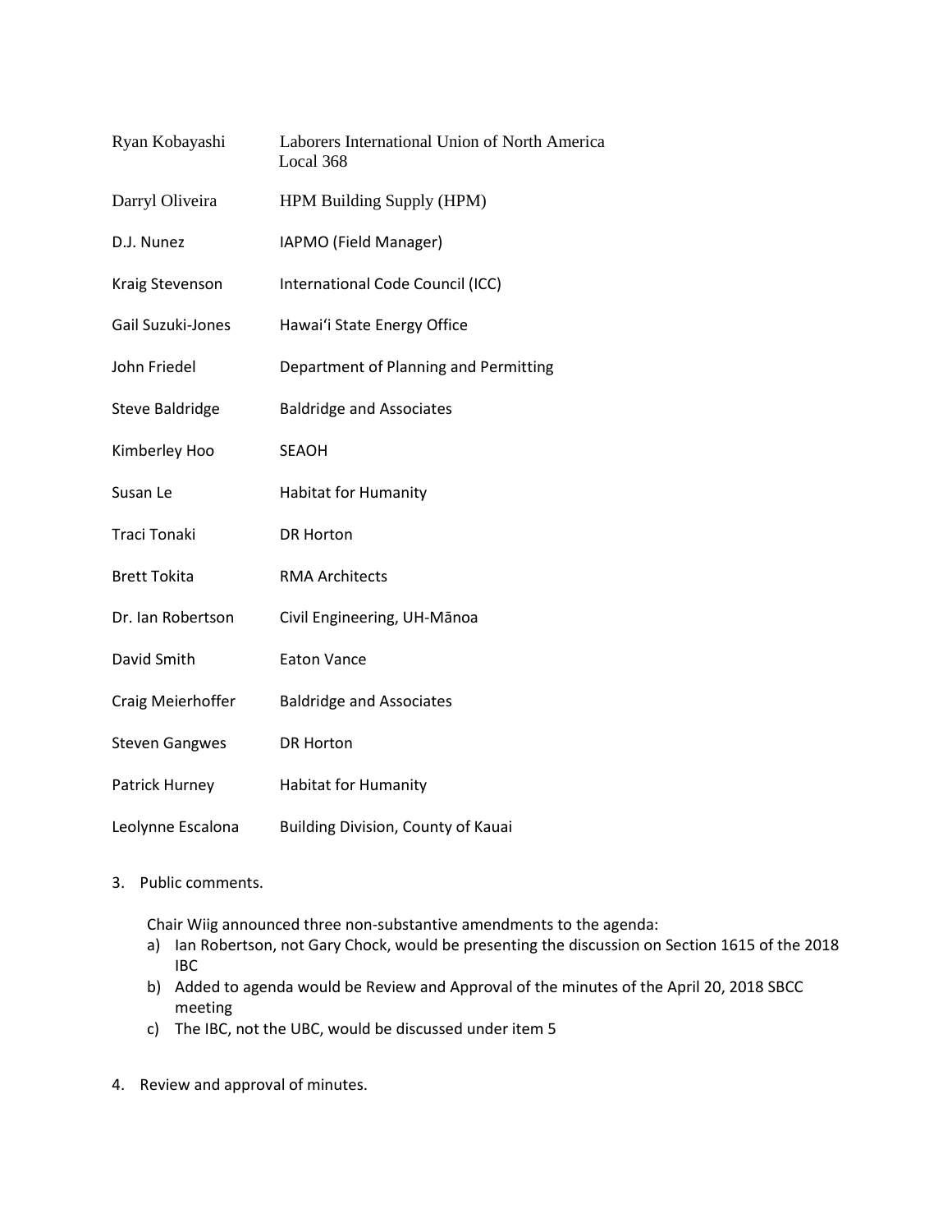| | |
|---|---|
| Ryan Kobayashi | Laborers International Union of North America Local 368 |
| Darryl Oliveira | HPM Building Supply (HPM) |
| D.J. Nunez | IAPMO (Field Manager) |
| Kraig Stevenson | International Code Council (ICC) |
| Gail Suzuki-Jones | Hawaiʻi State Energy Office |
| John Friedel | Department of Planning and Permitting |
| Steve Baldridge | Baldridge and Associates |
| Kimberley Hoo | SEAOH |
| Susan Le | Habitat for Humanity |
| Traci Tonaki | DR Horton |
| Brett Tokita | RMA Architects |
| Dr. Ian Robertson | Civil Engineering, UH-Mānoa |
| David Smith | Eaton Vance |
| Craig Meierhoffer | Baldridge and Associates |
| Steven Gangwes | DR Horton |
| Patrick Hurney | Habitat for Humanity |
| Leolynne Escalona | Building Division, County of Kauai |

3. Public comments.

   Chair Wiig announced three non-substantive amendments to the agenda:

   a) Ian Robertson, not Gary Chock, would be presenting the discussion on Section 1615 of the 2018 IBC
   b) Added to agenda would be Review and Approval of the minutes of the April 20, 2018 SBCC meeting
   c) The IBC, not the UBC, would be discussed under item 5

4. Review and approval of minutes.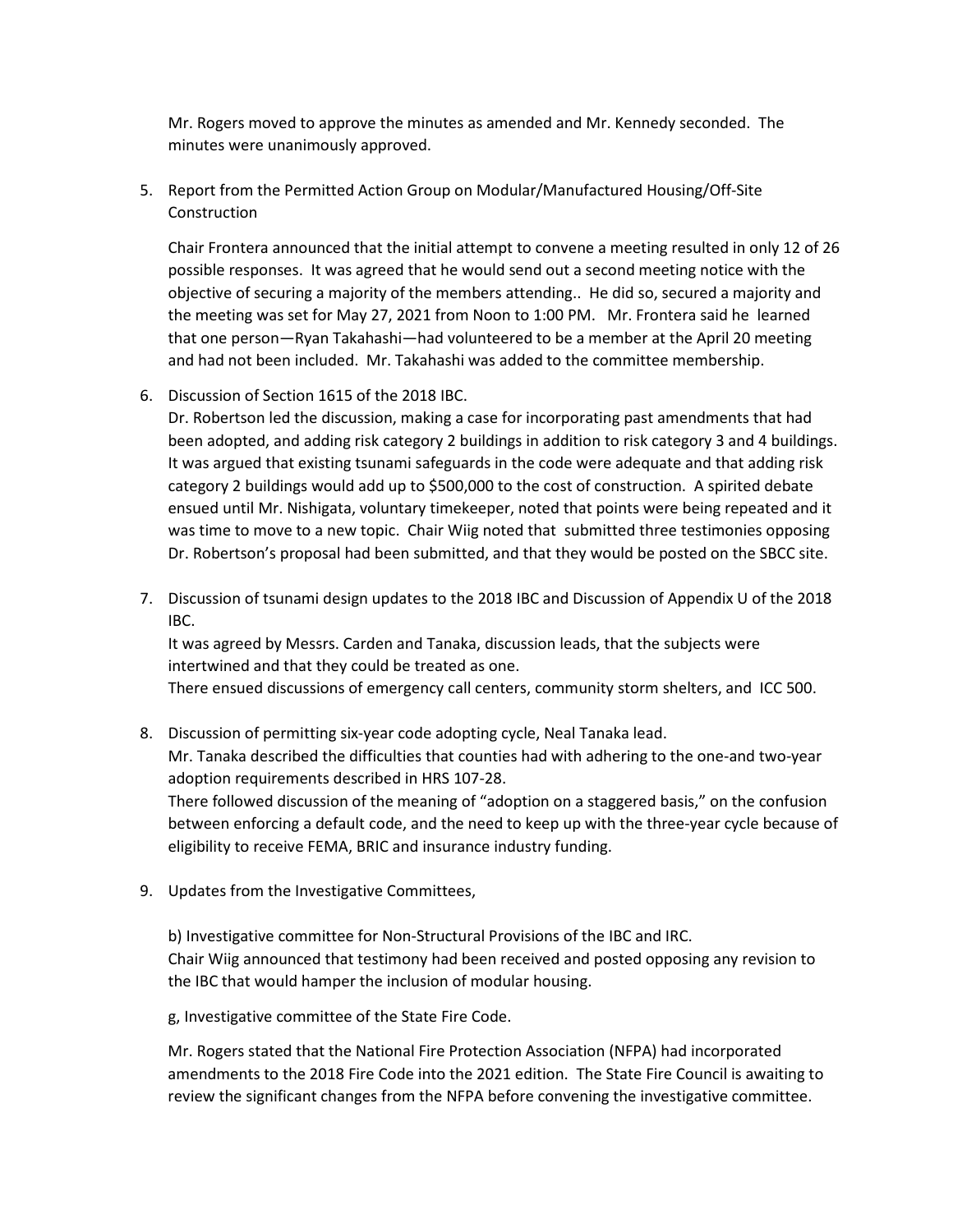Mr. Rogers moved to approve the minutes as amended and Mr. Kennedy seconded. The minutes were unanimously approved.

5. Report from the Permitted Action Group on Modular/Manufactured Housing/Off-Site Construction

   Chair Frontera announced that the initial attempt to convene a meeting resulted in only 12 of 26 possible responses. It was agreed that he would send out a second meeting notice with the objective of securing a majority of the members attending.. He did so, secured a majority and the meeting was set for May 27, 2021 from Noon to 1:00 PM. Mr. Frontera said he learned that one person—Ryan Takahashi—had volunteered to be a member at the April 20 meeting and had not been included. Mr. Takahashi was added to the committee membership.

6. Discussion of Section 1615 of the 2018 IBC.
   Dr. Robertson led the discussion, making a case for incorporating past amendments that had been adopted, and adding risk category 2 buildings in addition to risk category 3 and 4 buildings. It was argued that existing tsunami safeguards in the code were adequate and that adding risk category 2 buildings would add up to $500,000 to the cost of construction. A spirited debate ensued until Mr. Nishigata, voluntary timekeeper, noted that points were being repeated and it was time to move to a new topic. Chair Wiig noted that submitted three testimonies opposing Dr. Robertson's proposal had been submitted, and that they would be posted on the SBCC site.

7. Discussion of tsunami design updates to the 2018 IBC and Discussion of Appendix U of the 2018 IBC.
   It was agreed by Messrs. Carden and Tanaka, discussion leads, that the subjects were intertwined and that they could be treated as one.
   There ensued discussions of emergency call centers, community storm shelters, and ICC 500.

8. Discussion of permitting six-year code adopting cycle, Neal Tanaka lead.
   Mr. Tanaka described the difficulties that counties had with adhering to the one-and two-year adoption requirements described in HRS 107-28.
   There followed discussion of the meaning of "adoption on a staggered basis," on the confusion between enforcing a default code, and the need to keep up with the three-year cycle because of eligibility to receive FEMA, BRIC and insurance industry funding.

9. Updates from the Investigative Committees,

   b) Investigative committee for Non-Structural Provisions of the IBC and IRC.
   Chair Wiig announced that testimony had been received and posted opposing any revision to the IBC that would hamper the inclusion of modular housing.

   g, Investigative committee of the State Fire Code.

   Mr. Rogers stated that the National Fire Protection Association (NFPA) had incorporated amendments to the 2018 Fire Code into the 2021 edition. The State Fire Council is awaiting to review the significant changes from the NFPA before convening the investigative committee.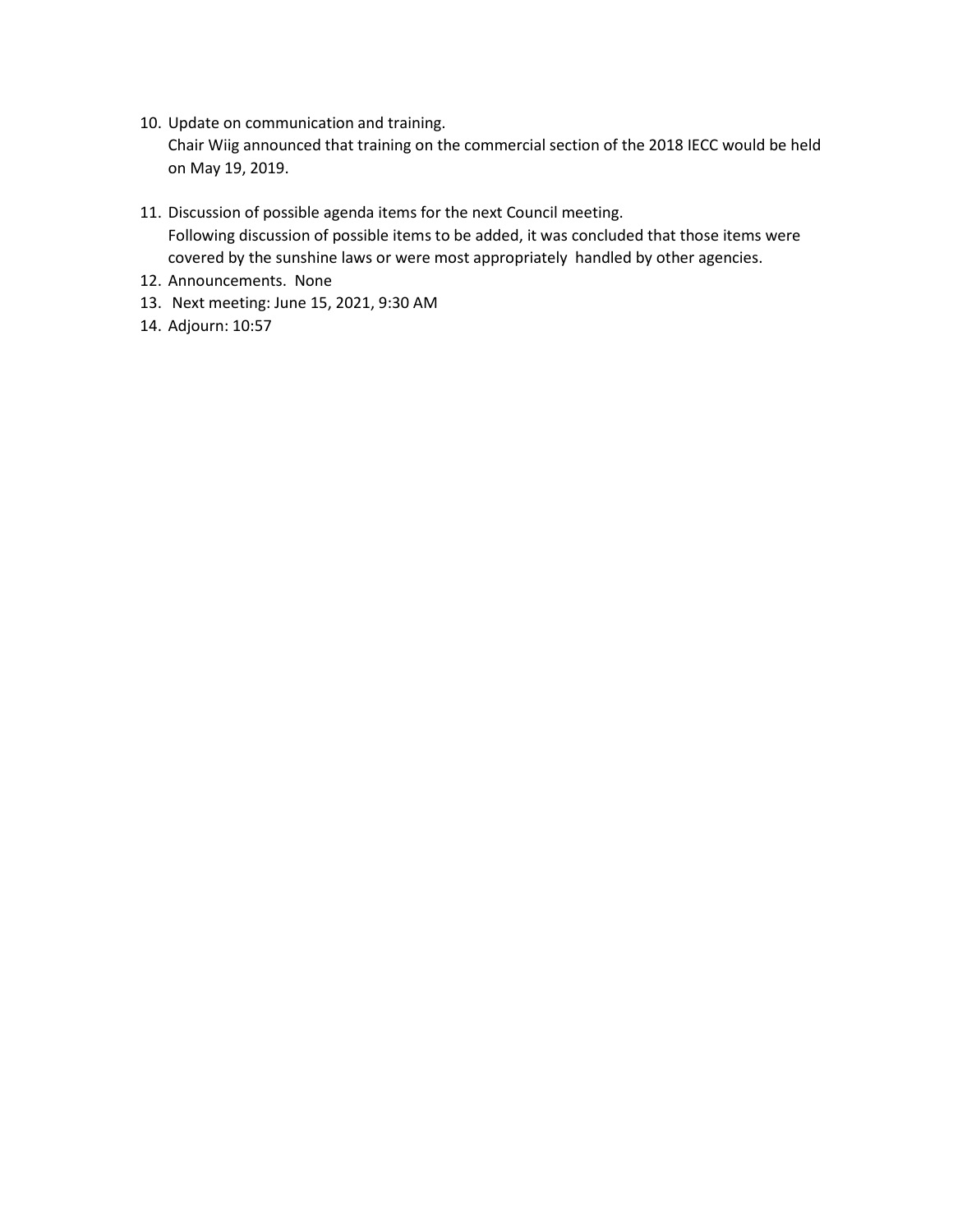10. Update on communication and training.
    Chair Wiig announced that training on the commercial section of the 2018 IECC would be held on May 19, 2019.

11. Discussion of possible agenda items for the next Council meeting.
    Following discussion of possible items to be added, it was concluded that those items were covered by the sunshine laws or were most appropriately handled by other agencies.
12. Announcements. None
13. Next meeting: June 15, 2021, 9:30 AM
14. Adjourn: 10:57